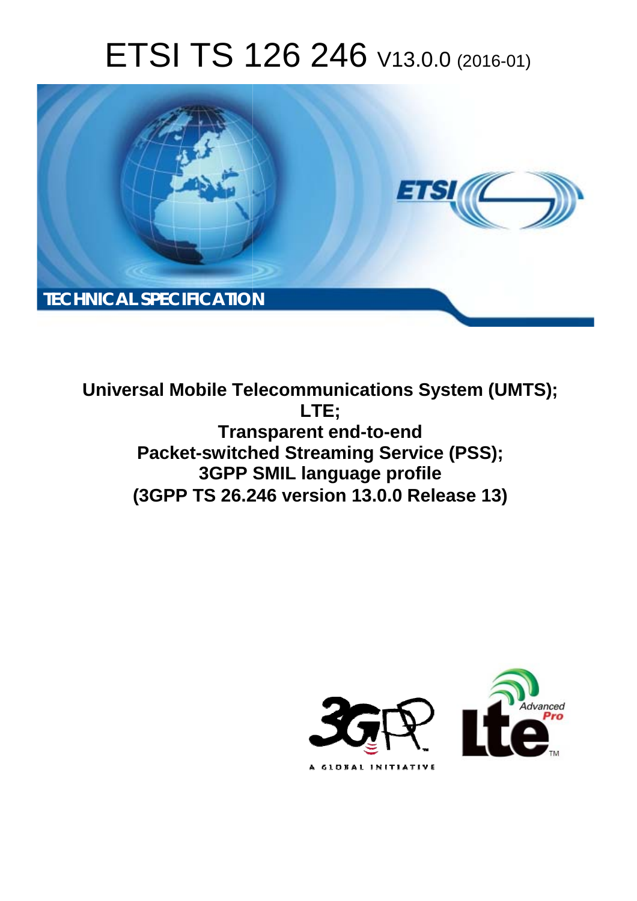# ETSI TS 126 246 V13.0.0 (2016-01)

TECHNICAL SPECIFICATION

**Universal Mobile Telecommunications System (UMTS);**
**LTE;**
**Transparent end-to-end**
**Packet-switched Streaming Service (PSS);**
**3GPP SMIL language profile**
**(3GPP TS 26.246 version 13.0.0 Release 13)**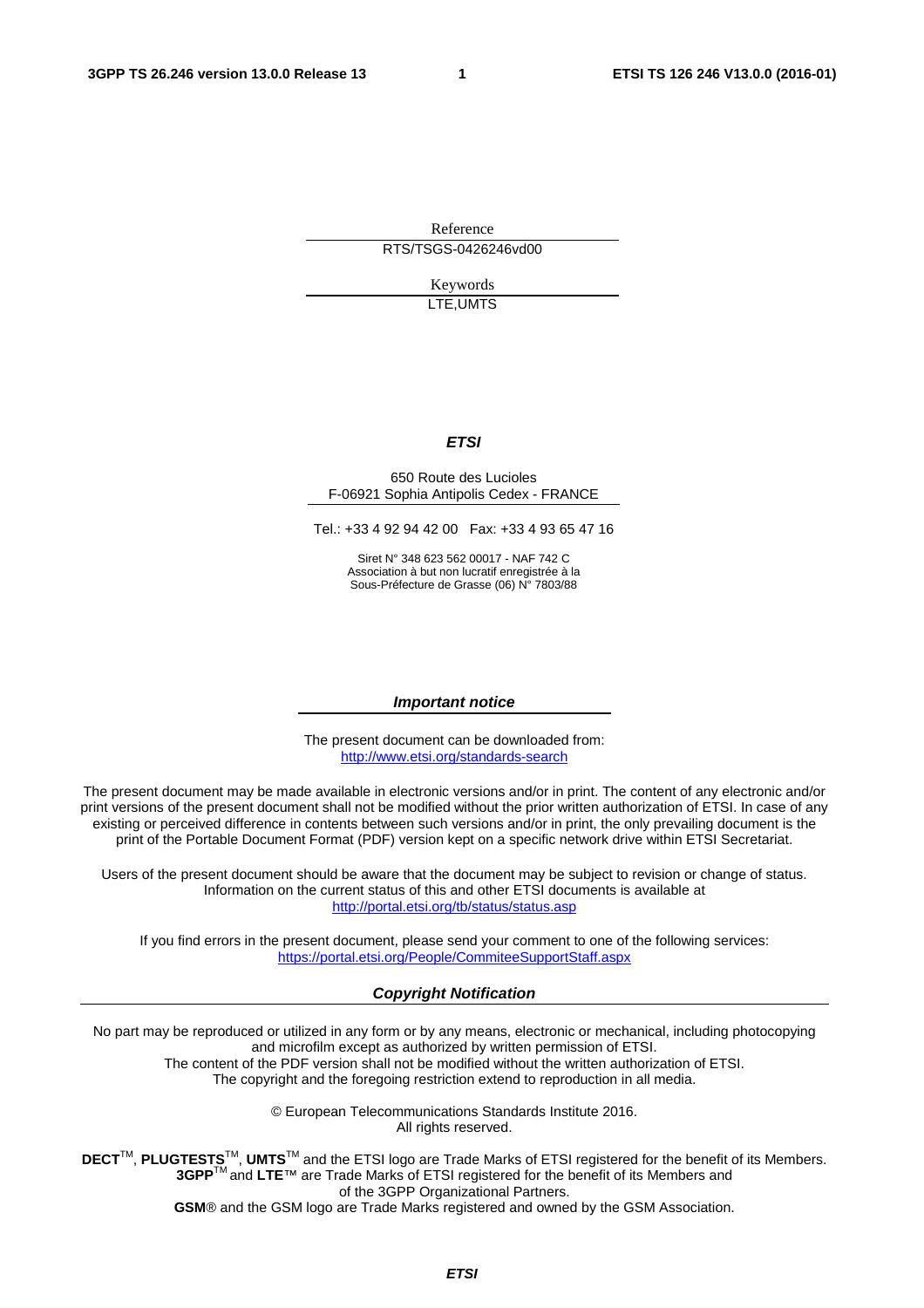Reference

RTS/TSGS-0426246vd00

Keywords

LTE,UMTS

***ETSI***

650 Route des Lucioles
F-06921 Sophia Antipolis Cedex - FRANCE

Tel.: +33 4 92 94 42 00 Fax: +33 4 93 65 47 16

Siret N° 348 623 562 00017 - NAF 742 C
Association à but non lucratif enregistrée à la
Sous-Préfecture de Grasse (06) N° 7803/88

***Important notice***

The present document can be downloaded from:
http://www.etsi.org/standards-search

The present document may be made available in electronic versions and/or in print. The content of any electronic and/or print versions of the present document shall not be modified without the prior written authorization of ETSI. In case of any existing or perceived difference in contents between such versions and/or in print, the only prevailing document is the print of the Portable Document Format (PDF) version kept on a specific network drive within ETSI Secretariat.

Users of the present document should be aware that the document may be subject to revision or change of status. Information on the current status of this and other ETSI documents is available at
http://portal.etsi.org/tb/status/status.asp

If you find errors in the present document, please send your comment to one of the following services:
https://portal.etsi.org/People/CommiteeSupportStaff.aspx

***Copyright Notification***

No part may be reproduced or utilized in any form or by any means, electronic or mechanical, including photocopying and microfilm except as authorized by written permission of ETSI.
The content of the PDF version shall not be modified without the written authorization of ETSI.
The copyright and the foregoing restriction extend to reproduction in all media.

© European Telecommunications Standards Institute 2016.
All rights reserved.

**DECT**™, **PLUGTESTS**™, **UMTS**™ and the ETSI logo are Trade Marks of ETSI registered for the benefit of its Members.
**3GPP**™ and **LTE**™ are Trade Marks of ETSI registered for the benefit of its Members and of the 3GPP Organizational Partners.
**GSM**® and the GSM logo are Trade Marks registered and owned by the GSM Association.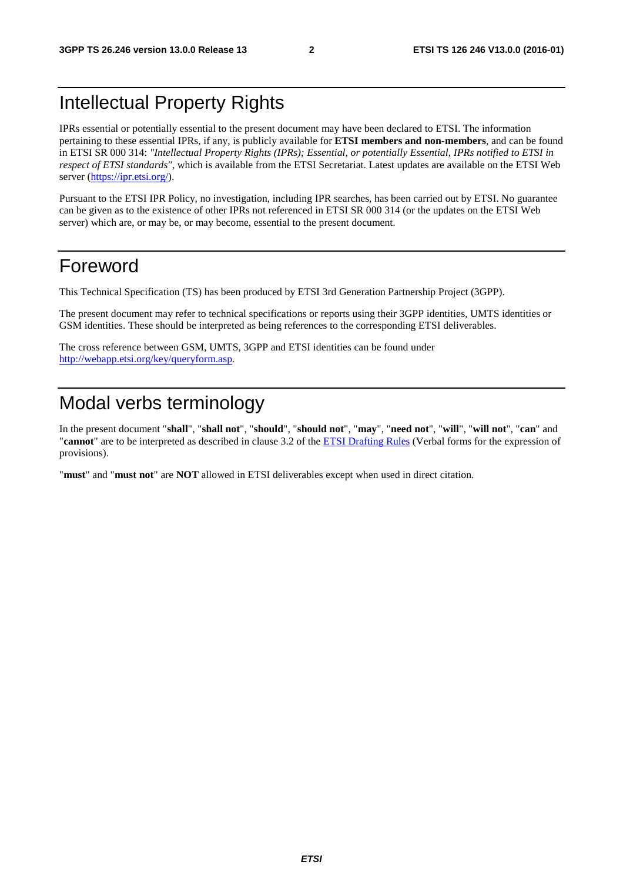# Intellectual Property Rights

IPRs essential or potentially essential to the present document may have been declared to ETSI. The information pertaining to these essential IPRs, if any, is publicly available for **ETSI members and non-members**, and can be found in ETSI SR 000 314: *"Intellectual Property Rights (IPRs); Essential, or potentially Essential, IPRs notified to ETSI in respect of ETSI standards"*, which is available from the ETSI Secretariat. Latest updates are available on the ETSI Web server (https://ipr.etsi.org/).

Pursuant to the ETSI IPR Policy, no investigation, including IPR searches, has been carried out by ETSI. No guarantee can be given as to the existence of other IPRs not referenced in ETSI SR 000 314 (or the updates on the ETSI Web server) which are, or may be, or may become, essential to the present document.

# Foreword

This Technical Specification (TS) has been produced by ETSI 3rd Generation Partnership Project (3GPP).

The present document may refer to technical specifications or reports using their 3GPP identities, UMTS identities or GSM identities. These should be interpreted as being references to the corresponding ETSI deliverables.

The cross reference between GSM, UMTS, 3GPP and ETSI identities can be found under http://webapp.etsi.org/key/queryform.asp.

# Modal verbs terminology

In the present document "**shall**", "**shall not**", "**should**", "**should not**", "**may**", "**need not**", "**will**", "**will not**", "**can**" and "**cannot**" are to be interpreted as described in clause 3.2 of the ETSI Drafting Rules (Verbal forms for the expression of provisions).

"**must**" and "**must not**" are **NOT** allowed in ETSI deliverables except when used in direct citation.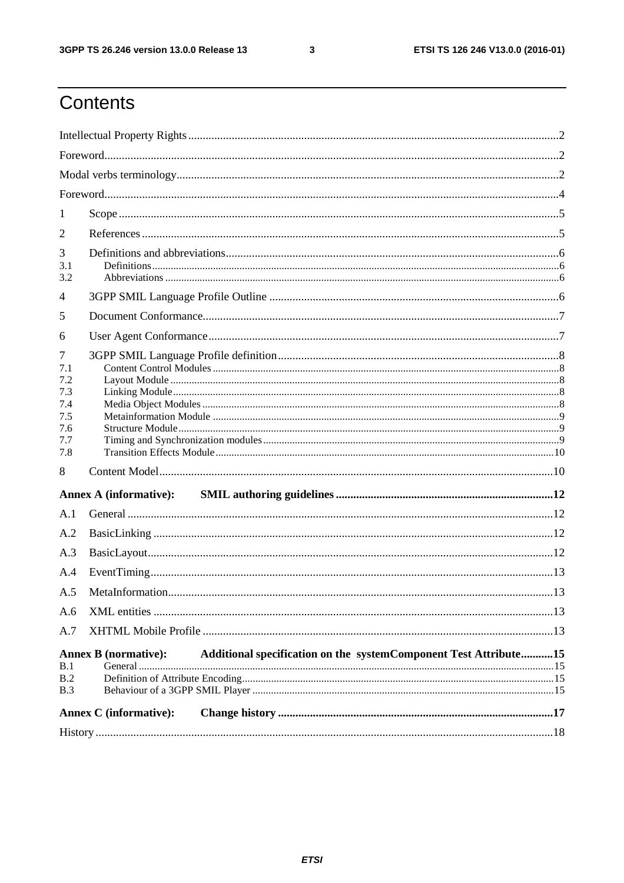# Contents

Intellectual Property Rights ..... 2
Foreword ..... 2
Modal verbs terminology ..... 2
Foreword ..... 4
1 Scope ..... 5
2 References ..... 5
3 Definitions and abbreviations ..... 6
3.1 Definitions ..... 6
3.2 Abbreviations ..... 6
4 3GPP SMIL Language Profile Outline ..... 6
5 Document Conformance ..... 7
6 User Agent Conformance ..... 7
7 3GPP SMIL Language Profile definition ..... 8
7.1 Content Control Modules ..... 8
7.2 Layout Module ..... 8
7.3 Linking Module ..... 8
7.4 Media Object Modules ..... 8
7.5 Metainformation Module ..... 9
7.6 Structure Module ..... 9
7.7 Timing and Synchronization modules ..... 9
7.8 Transition Effects Module ..... 10
8 Content Model ..... 10
**Annex A (informative): SMIL authoring guidelines ..... 12**
A.1 General ..... 12
A.2 BasicLinking ..... 12
A.3 BasicLayout ..... 12
A.4 EventTiming ..... 13
A.5 MetaInformation ..... 13
A.6 XML entities ..... 13
A.7 XHTML Mobile Profile ..... 13
**Annex B (normative): Additional specification on the systemComponent Test Attribute ..... 15**
B.1 General ..... 15
B.2 Definition of Attribute Encoding ..... 15
B.3 Behaviour of a 3GPP SMIL Player ..... 15
**Annex C (informative): Change history ..... 17**
History ..... 18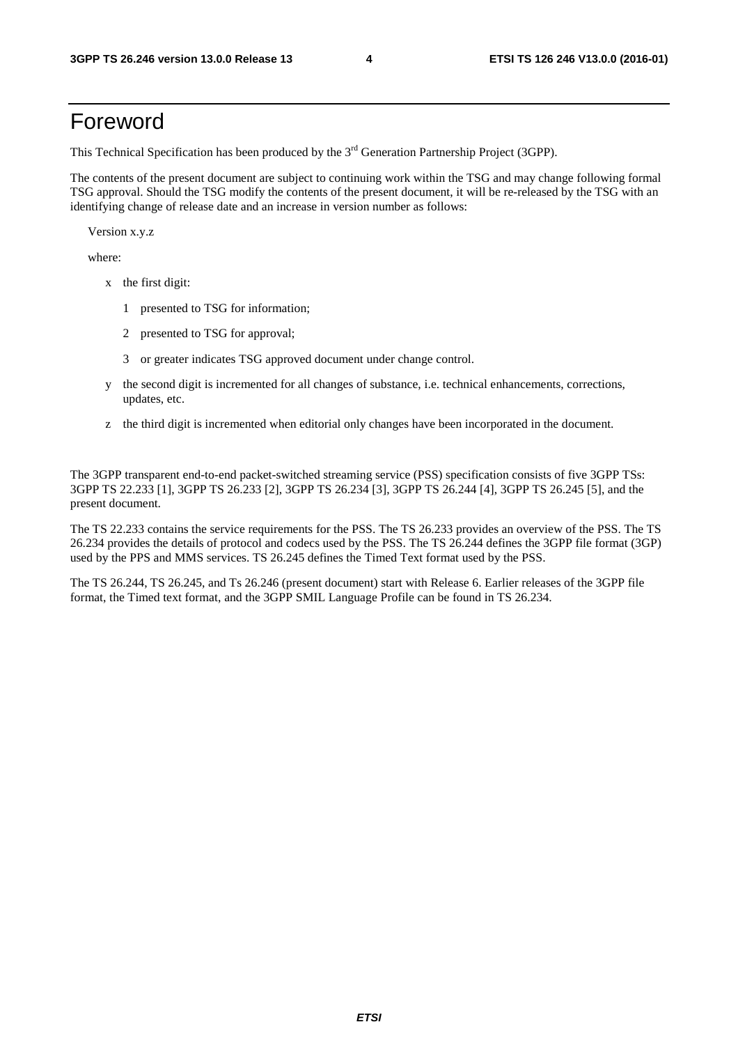# Foreword

This Technical Specification has been produced by the 3rd Generation Partnership Project (3GPP).

The contents of the present document are subject to continuing work within the TSG and may change following formal TSG approval. Should the TSG modify the contents of the present document, it will be re-released by the TSG with an identifying change of release date and an increase in version number as follows:

Version x.y.z

where:

- x the first digit:
  - 1 presented to TSG for information;
  - 2 presented to TSG for approval;
  - 3 or greater indicates TSG approved document under change control.
- y the second digit is incremented for all changes of substance, i.e. technical enhancements, corrections, updates, etc.
- z the third digit is incremented when editorial only changes have been incorporated in the document.

The 3GPP transparent end-to-end packet-switched streaming service (PSS) specification consists of five 3GPP TSs: 3GPP TS 22.233 [1], 3GPP TS 26.233 [2], 3GPP TS 26.234 [3], 3GPP TS 26.244 [4], 3GPP TS 26.245 [5], and the present document.

The TS 22.233 contains the service requirements for the PSS. The TS 26.233 provides an overview of the PSS. The TS 26.234 provides the details of protocol and codecs used by the PSS. The TS 26.244 defines the 3GPP file format (3GP) used by the PPS and MMS services. TS 26.245 defines the Timed Text format used by the PSS.

The TS 26.244, TS 26.245, and Ts 26.246 (present document) start with Release 6. Earlier releases of the 3GPP file format, the Timed text format, and the 3GPP SMIL Language Profile can be found in TS 26.234.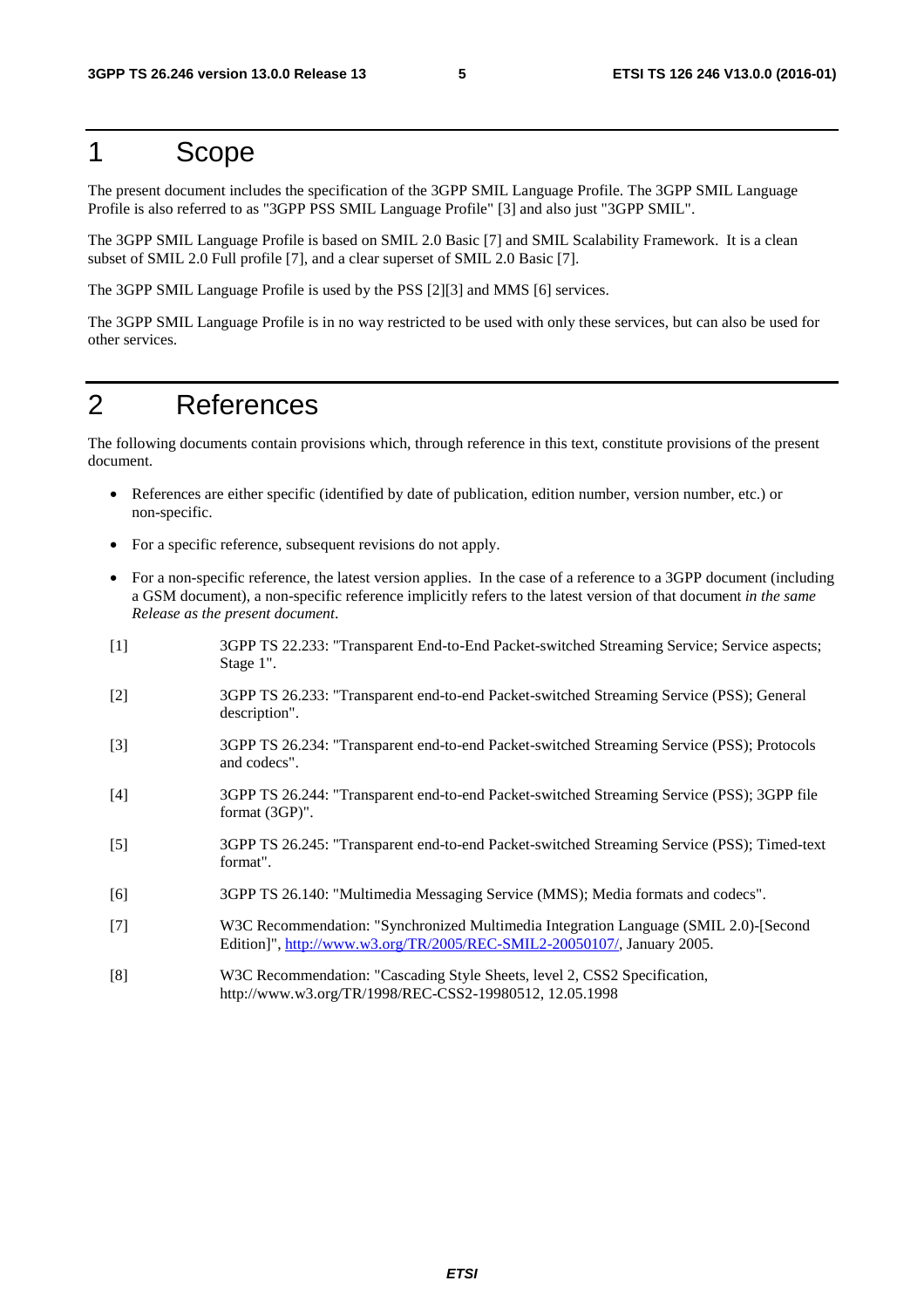# 1 Scope

The present document includes the specification of the 3GPP SMIL Language Profile. The 3GPP SMIL Language Profile is also referred to as "3GPP PSS SMIL Language Profile" [3] and also just "3GPP SMIL".

The 3GPP SMIL Language Profile is based on SMIL 2.0 Basic [7] and SMIL Scalability Framework. It is a clean subset of SMIL 2.0 Full profile [7], and a clear superset of SMIL 2.0 Basic [7].

The 3GPP SMIL Language Profile is used by the PSS [2][3] and MMS [6] services.

The 3GPP SMIL Language Profile is in no way restricted to be used with only these services, but can also be used for other services.

# 2 References

The following documents contain provisions which, through reference in this text, constitute provisions of the present document.

- References are either specific (identified by date of publication, edition number, version number, etc.) or non-specific.
- For a specific reference, subsequent revisions do not apply.
- For a non-specific reference, the latest version applies. In the case of a reference to a 3GPP document (including a GSM document), a non-specific reference implicitly refers to the latest version of that document *in the same Release as the present document*.

[1] 3GPP TS 22.233: "Transparent End-to-End Packet-switched Streaming Service; Service aspects; Stage 1".

[2] 3GPP TS 26.233: "Transparent end-to-end Packet-switched Streaming Service (PSS); General description".

[3] 3GPP TS 26.234: "Transparent end-to-end Packet-switched Streaming Service (PSS); Protocols and codecs".

[4] 3GPP TS 26.244: "Transparent end-to-end Packet-switched Streaming Service (PSS); 3GPP file format (3GP)".

[5] 3GPP TS 26.245: "Transparent end-to-end Packet-switched Streaming Service (PSS); Timed-text format".

[6] 3GPP TS 26.140: "Multimedia Messaging Service (MMS); Media formats and codecs".

[7] W3C Recommendation: "Synchronized Multimedia Integration Language (SMIL 2.0)-[Second Edition]", http://www.w3.org/TR/2005/REC-SMIL2-20050107/, January 2005.

[8] W3C Recommendation: "Cascading Style Sheets, level 2, CSS2 Specification, http://www.w3.org/TR/1998/REC-CSS2-19980512, 12.05.1998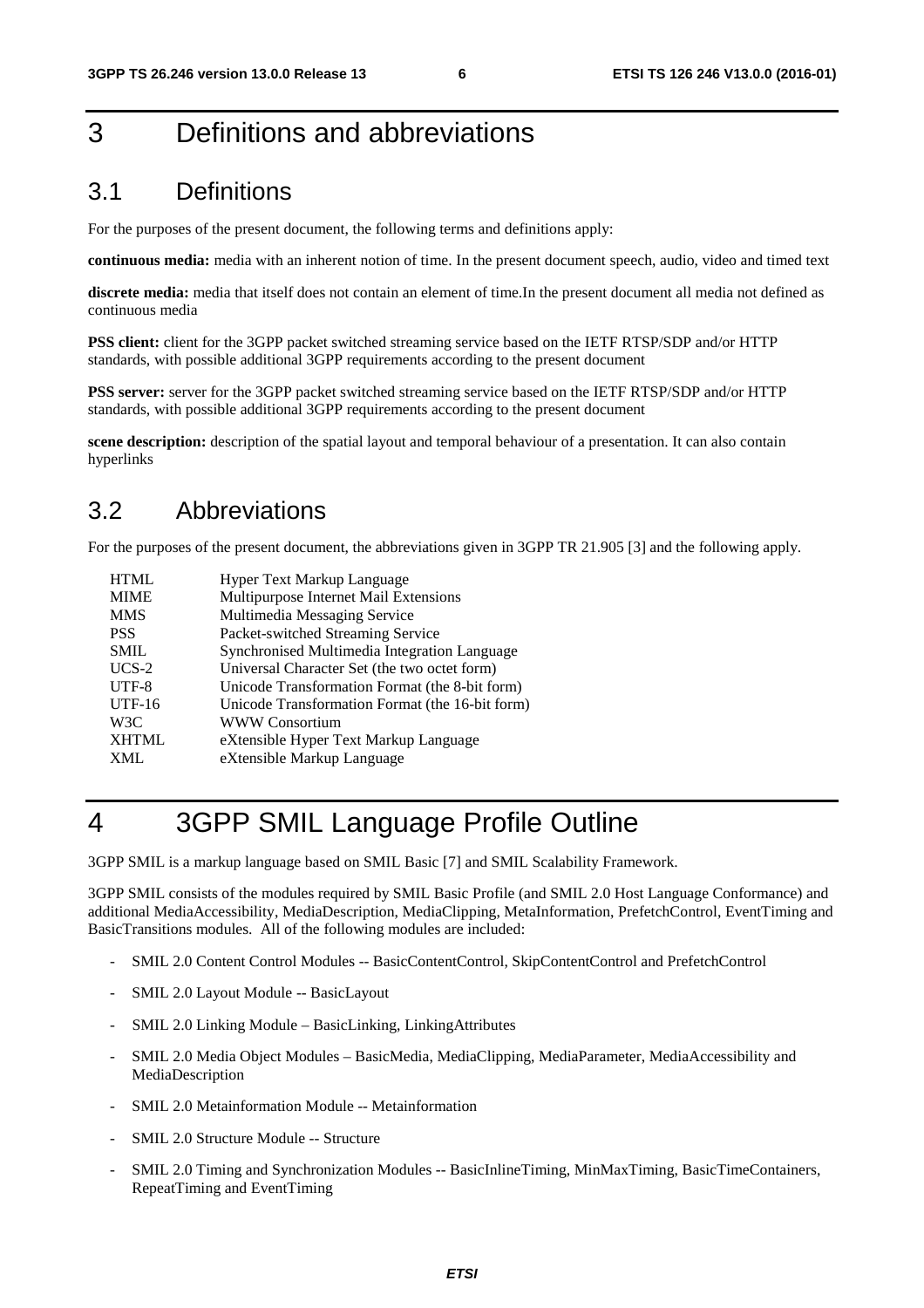# 3 Definitions and abbreviations

## 3.1 Definitions

For the purposes of the present document, the following terms and definitions apply:

**continuous media:** media with an inherent notion of time. In the present document speech, audio, video and timed text

**discrete media:** media that itself does not contain an element of time.In the present document all media not defined as continuous media

**PSS client:** client for the 3GPP packet switched streaming service based on the IETF RTSP/SDP and/or HTTP standards, with possible additional 3GPP requirements according to the present document

**PSS server:** server for the 3GPP packet switched streaming service based on the IETF RTSP/SDP and/or HTTP standards, with possible additional 3GPP requirements according to the present document

**scene description:** description of the spatial layout and temporal behaviour of a presentation. It can also contain hyperlinks

## 3.2 Abbreviations

For the purposes of the present document, the abbreviations given in 3GPP TR 21.905 [3] and the following apply.

| | |
|---|---|
| HTML | Hyper Text Markup Language |
| MIME | Multipurpose Internet Mail Extensions |
| MMS | Multimedia Messaging Service |
| PSS | Packet-switched Streaming Service |
| SMIL | Synchronised Multimedia Integration Language |
| UCS-2 | Universal Character Set (the two octet form) |
| UTF-8 | Unicode Transformation Format (the 8-bit form) |
| UTF-16 | Unicode Transformation Format (the 16-bit form) |
| W3C | WWW Consortium |
| XHTML | eXtensible Hyper Text Markup Language |
| XML | eXtensible Markup Language |

# 4 3GPP SMIL Language Profile Outline

3GPP SMIL is a markup language based on SMIL Basic [7] and SMIL Scalability Framework.

3GPP SMIL consists of the modules required by SMIL Basic Profile (and SMIL 2.0 Host Language Conformance) and additional MediaAccessibility, MediaDescription, MediaClipping, MetaInformation, PrefetchControl, EventTiming and BasicTransitions modules. All of the following modules are included:

- SMIL 2.0 Content Control Modules -- BasicContentControl, SkipContentControl and PrefetchControl
- SMIL 2.0 Layout Module -- BasicLayout
- SMIL 2.0 Linking Module – BasicLinking, LinkingAttributes
- SMIL 2.0 Media Object Modules – BasicMedia, MediaClipping, MediaParameter, MediaAccessibility and MediaDescription
- SMIL 2.0 Metainformation Module -- Metainformation
- SMIL 2.0 Structure Module -- Structure
- SMIL 2.0 Timing and Synchronization Modules -- BasicInlineTiming, MinMaxTiming, BasicTimeContainers, RepeatTiming and EventTiming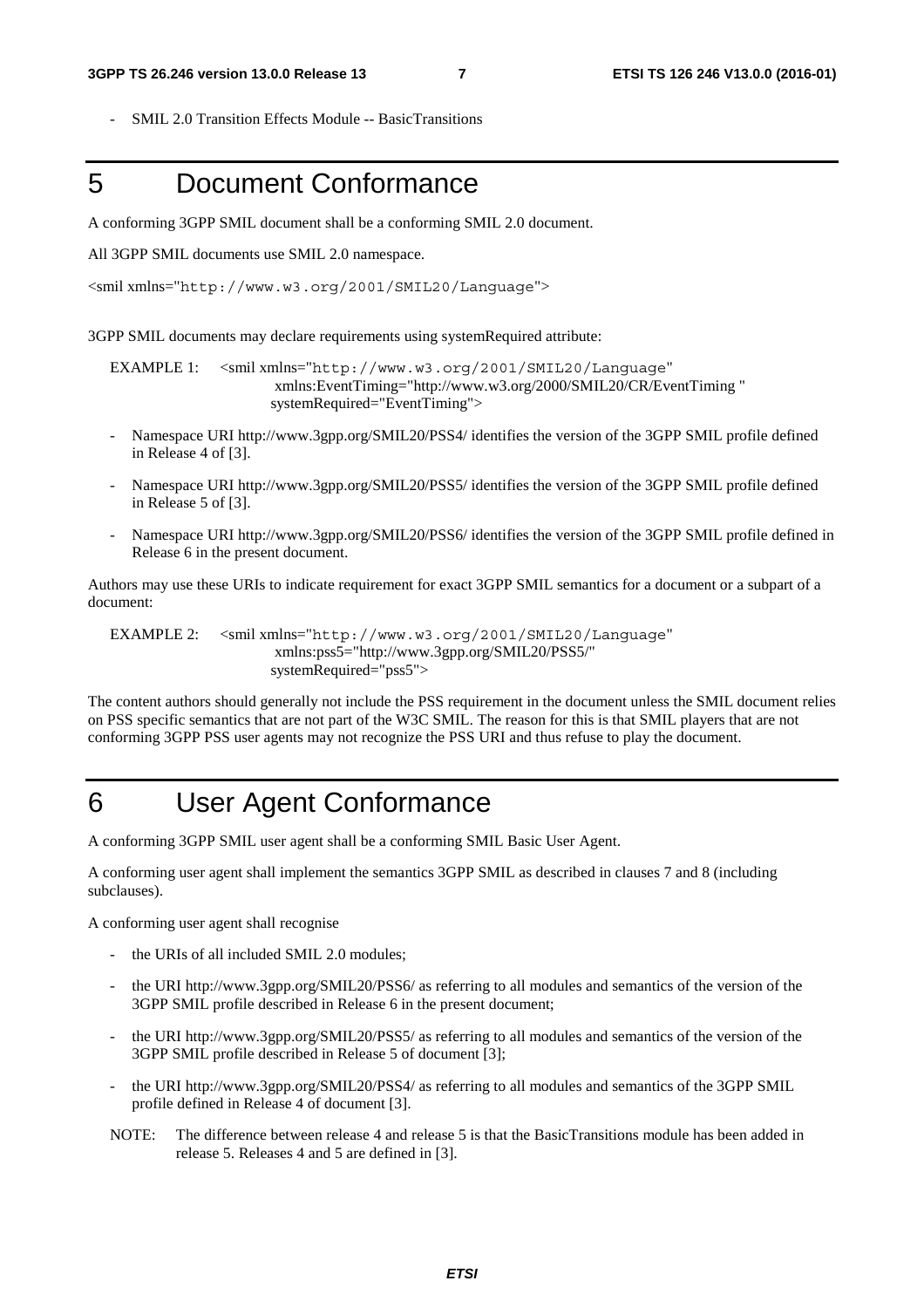- SMIL 2.0 Transition Effects Module -- BasicTransitions

# 5 Document Conformance

A conforming 3GPP SMIL document shall be a conforming SMIL 2.0 document.

All 3GPP SMIL documents use SMIL 2.0 namespace.

```
<smil xmlns="http://www.w3.org/2001/SMIL20/Language">
```

3GPP SMIL documents may declare requirements using systemRequired attribute:

EXAMPLE 1:
```
<smil xmlns="http://www.w3.org/2001/SMIL20/Language"
      xmlns:EventTiming="http://www.w3.org/2000/SMIL20/CR/EventTiming "
      systemRequired="EventTiming">
```

- Namespace URI http://www.3gpp.org/SMIL20/PSS4/ identifies the version of the 3GPP SMIL profile defined in Release 4 of [3].
- Namespace URI http://www.3gpp.org/SMIL20/PSS5/ identifies the version of the 3GPP SMIL profile defined in Release 5 of [3].
- Namespace URI http://www.3gpp.org/SMIL20/PSS6/ identifies the version of the 3GPP SMIL profile defined in Release 6 in the present document.

Authors may use these URIs to indicate requirement for exact 3GPP SMIL semantics for a document or a subpart of a document:

EXAMPLE 2:
```
<smil xmlns="http://www.w3.org/2001/SMIL20/Language"
      xmlns:pss5="http://www.3gpp.org/SMIL20/PSS5/"
      systemRequired="pss5">
```

The content authors should generally not include the PSS requirement in the document unless the SMIL document relies on PSS specific semantics that are not part of the W3C SMIL. The reason for this is that SMIL players that are not conforming 3GPP PSS user agents may not recognize the PSS URI and thus refuse to play the document.

# 6 User Agent Conformance

A conforming 3GPP SMIL user agent shall be a conforming SMIL Basic User Agent.

A conforming user agent shall implement the semantics 3GPP SMIL as described in clauses 7 and 8 (including subclauses).

A conforming user agent shall recognise

- the URIs of all included SMIL 2.0 modules;
- the URI http://www.3gpp.org/SMIL20/PSS6/ as referring to all modules and semantics of the version of the 3GPP SMIL profile described in Release 6 in the present document;
- the URI http://www.3gpp.org/SMIL20/PSS5/ as referring to all modules and semantics of the version of the 3GPP SMIL profile described in Release 5 of document [3];
- the URI http://www.3gpp.org/SMIL20/PSS4/ as referring to all modules and semantics of the 3GPP SMIL profile defined in Release 4 of document [3].

NOTE: The difference between release 4 and release 5 is that the BasicTransitions module has been added in release 5. Releases 4 and 5 are defined in [3].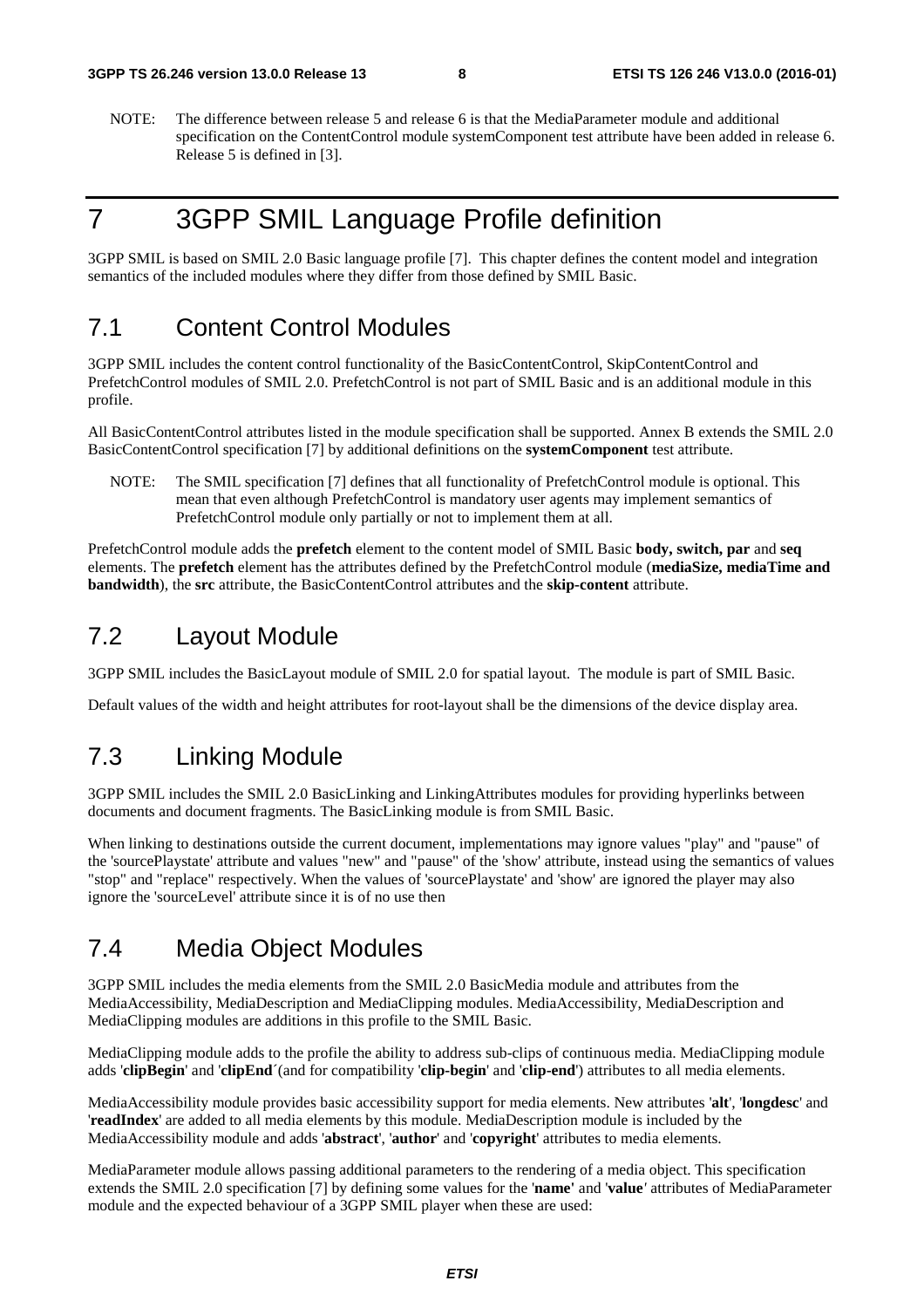NOTE: The difference between release 5 and release 6 is that the MediaParameter module and additional specification on the ContentControl module systemComponent test attribute have been added in release 6. Release 5 is defined in [3].

# 7 3GPP SMIL Language Profile definition

3GPP SMIL is based on SMIL 2.0 Basic language profile [7]. This chapter defines the content model and integration semantics of the included modules where they differ from those defined by SMIL Basic.

## 7.1 Content Control Modules

3GPP SMIL includes the content control functionality of the BasicContentControl, SkipContentControl and PrefetchControl modules of SMIL 2.0. PrefetchControl is not part of SMIL Basic and is an additional module in this profile.

All BasicContentControl attributes listed in the module specification shall be supported. Annex B extends the SMIL 2.0 BasicContentControl specification [7] by additional definitions on the **systemComponent** test attribute.

NOTE: The SMIL specification [7] defines that all functionality of PrefetchControl module is optional. This mean that even although PrefetchControl is mandatory user agents may implement semantics of PrefetchControl module only partially or not to implement them at all.

PrefetchControl module adds the **prefetch** element to the content model of SMIL Basic **body, switch, par** and **seq** elements. The **prefetch** element has the attributes defined by the PrefetchControl module (**mediaSize, mediaTime and bandwidth**), the **src** attribute, the BasicContentControl attributes and the **skip-content** attribute.

## 7.2 Layout Module

3GPP SMIL includes the BasicLayout module of SMIL 2.0 for spatial layout. The module is part of SMIL Basic.

Default values of the width and height attributes for root-layout shall be the dimensions of the device display area.

## 7.3 Linking Module

3GPP SMIL includes the SMIL 2.0 BasicLinking and LinkingAttributes modules for providing hyperlinks between documents and document fragments. The BasicLinking module is from SMIL Basic.

When linking to destinations outside the current document, implementations may ignore values "play" and "pause" of the 'sourcePlaystate' attribute and values "new" and "pause" of the 'show' attribute, instead using the semantics of values "stop" and "replace" respectively. When the values of 'sourcePlaystate' and 'show' are ignored the player may also ignore the 'sourceLevel' attribute since it is of no use then

## 7.4 Media Object Modules

3GPP SMIL includes the media elements from the SMIL 2.0 BasicMedia module and attributes from the MediaAccessibility, MediaDescription and MediaClipping modules. MediaAccessibility, MediaDescription and MediaClipping modules are additions in this profile to the SMIL Basic.

MediaClipping module adds to the profile the ability to address sub-clips of continuous media. MediaClipping module adds '**clipBegin**' and '**clipEnd**´(and for compatibility '**clip-begin**' and '**clip-end**') attributes to all media elements.

MediaAccessibility module provides basic accessibility support for media elements. New attributes '**alt**', '**longdesc**' and '**readIndex**' are added to all media elements by this module. MediaDescription module is included by the MediaAccessibility module and adds '**abstract**', '**author**' and '**copyright**' attributes to media elements.

MediaParameter module allows passing additional parameters to the rendering of a media object. This specification extends the SMIL 2.0 specification [7] by defining some values for the '**name**' and '**value**' attributes of MediaParameter module and the expected behaviour of a 3GPP SMIL player when these are used: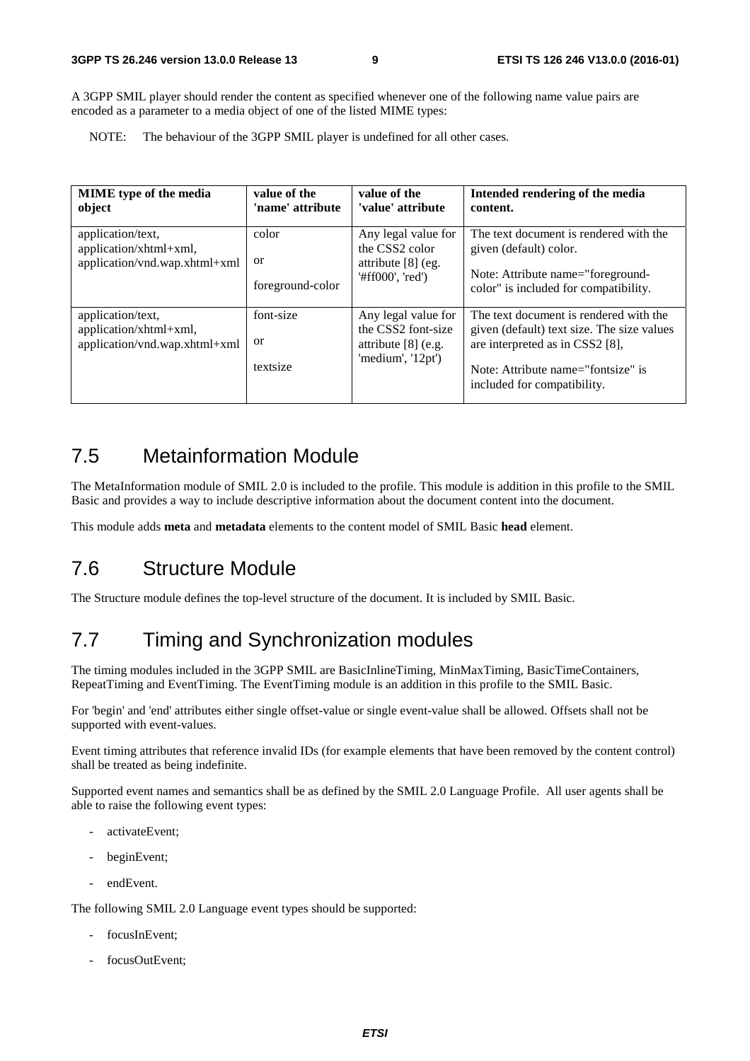A 3GPP SMIL player should render the content as specified whenever one of the following name value pairs are encoded as a parameter to a media object of one of the listed MIME types:

NOTE: The behaviour of the 3GPP SMIL player is undefined for all other cases.

| MIME type of the media object | value of the 'name' attribute | value of the 'value' attribute | Intended rendering of the media content. |
|---|---|---|---|
| application/text, application/xhtml+xml, application/vnd.wap.xhtml+xml | color<br>or<br>foreground-color | Any legal value for the CSS2 color attribute [8] (eg. '#ff000', 'red') | The text document is rendered with the given (default) color.<br>Note: Attribute name="foreground-color" is included for compatibility. |
| application/text, application/xhtml+xml, application/vnd.wap.xhtml+xml | font-size<br>or<br>textsize | Any legal value for the CSS2 font-size attribute [8] (e.g. 'medium', '12pt') | The text document is rendered with the given (default) text size. The size values are interpreted as in CSS2 [8],<br>Note: Attribute name="fontsize" is included for compatibility. |

## 7.5 Metainformation Module

The MetaInformation module of SMIL 2.0 is included to the profile. This module is addition in this profile to the SMIL Basic and provides a way to include descriptive information about the document content into the document.

This module adds **meta** and **metadata** elements to the content model of SMIL Basic **head** element.

## 7.6 Structure Module

The Structure module defines the top-level structure of the document. It is included by SMIL Basic.

## 7.7 Timing and Synchronization modules

The timing modules included in the 3GPP SMIL are BasicInlineTiming, MinMaxTiming, BasicTimeContainers, RepeatTiming and EventTiming. The EventTiming module is an addition in this profile to the SMIL Basic.

For 'begin' and 'end' attributes either single offset-value or single event-value shall be allowed. Offsets shall not be supported with event-values.

Event timing attributes that reference invalid IDs (for example elements that have been removed by the content control) shall be treated as being indefinite.

Supported event names and semantics shall be as defined by the SMIL 2.0 Language Profile. All user agents shall be able to raise the following event types:

- activateEvent;
- beginEvent;
- endEvent.

The following SMIL 2.0 Language event types should be supported:

- focusInEvent;
- focusOutEvent;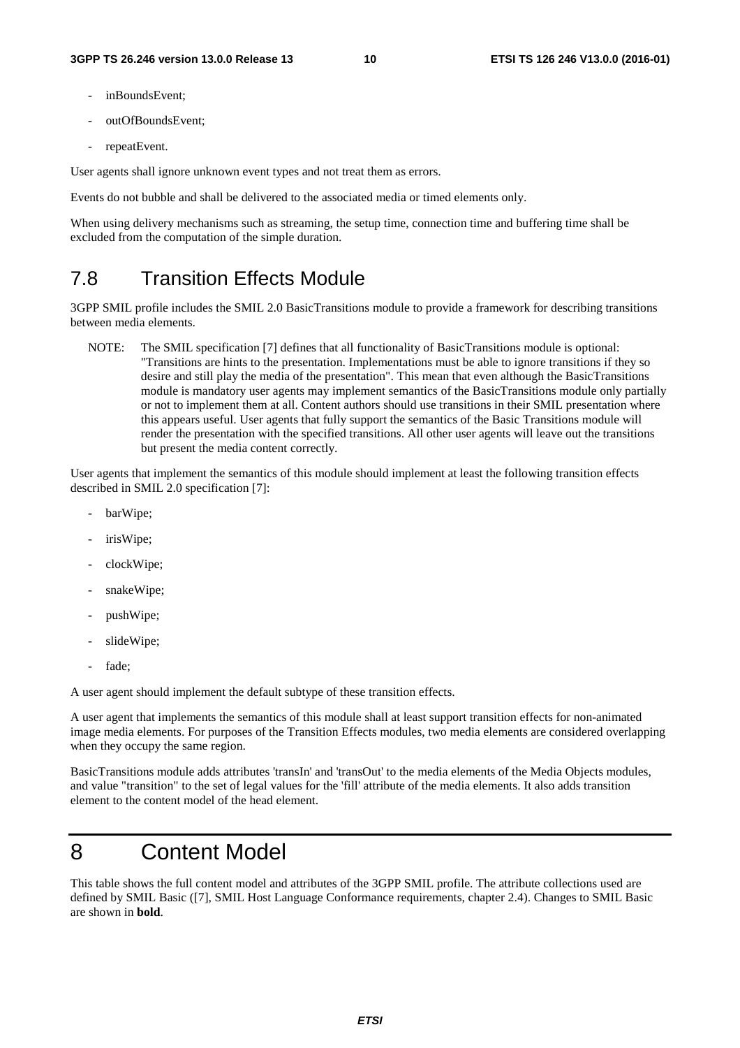- inBoundsEvent;
- outOfBoundsEvent;
- repeatEvent.

User agents shall ignore unknown event types and not treat them as errors.

Events do not bubble and shall be delivered to the associated media or timed elements only.

When using delivery mechanisms such as streaming, the setup time, connection time and buffering time shall be excluded from the computation of the simple duration.

## 7.8 Transition Effects Module

3GPP SMIL profile includes the SMIL 2.0 BasicTransitions module to provide a framework for describing transitions between media elements.

NOTE: The SMIL specification [7] defines that all functionality of BasicTransitions module is optional: "Transitions are hints to the presentation. Implementations must be able to ignore transitions if they so desire and still play the media of the presentation". This mean that even although the BasicTransitions module is mandatory user agents may implement semantics of the BasicTransitions module only partially or not to implement them at all. Content authors should use transitions in their SMIL presentation where this appears useful. User agents that fully support the semantics of the Basic Transitions module will render the presentation with the specified transitions. All other user agents will leave out the transitions but present the media content correctly.

User agents that implement the semantics of this module should implement at least the following transition effects described in SMIL 2.0 specification [7]:

- barWipe;
- irisWipe;
- clockWipe;
- snakeWipe;
- pushWipe;
- slideWipe;
- fade;

A user agent should implement the default subtype of these transition effects.

A user agent that implements the semantics of this module shall at least support transition effects for non-animated image media elements. For purposes of the Transition Effects modules, two media elements are considered overlapping when they occupy the same region.

BasicTransitions module adds attributes 'transIn' and 'transOut' to the media elements of the Media Objects modules, and value "transition" to the set of legal values for the 'fill' attribute of the media elements. It also adds transition element to the content model of the head element.

# 8 Content Model

This table shows the full content model and attributes of the 3GPP SMIL profile. The attribute collections used are defined by SMIL Basic ([7], SMIL Host Language Conformance requirements, chapter 2.4). Changes to SMIL Basic are shown in **bold**.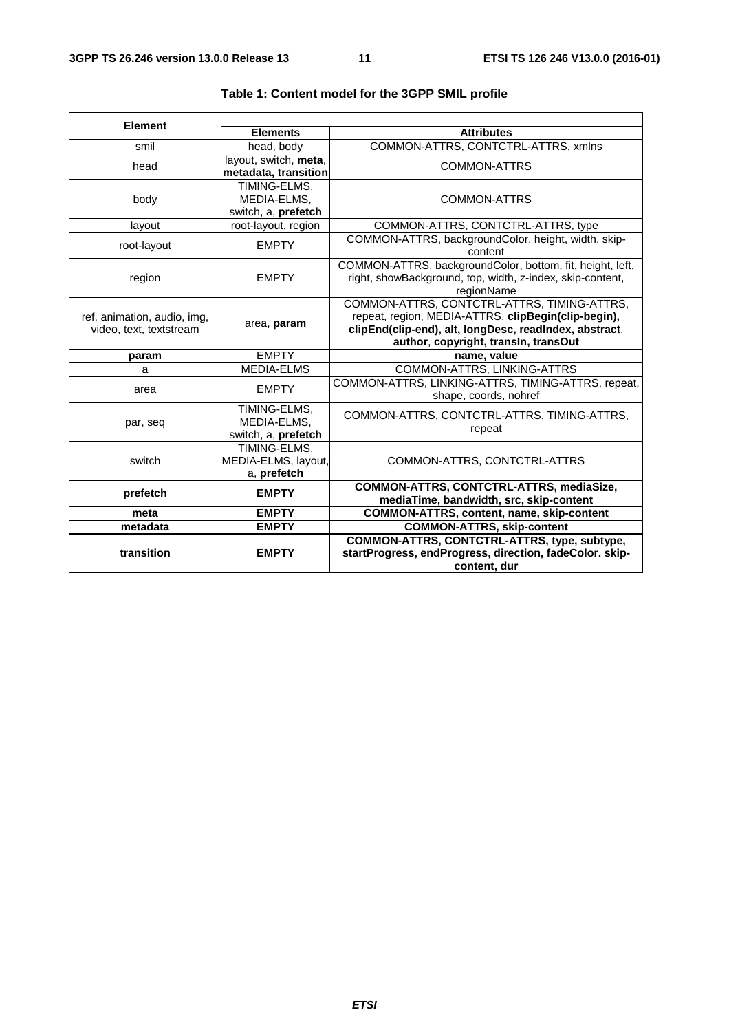**Table 1: Content model for the 3GPP SMIL profile**

| Element | Elements | Attributes |
|---|---|---|
| smil | head, body | COMMON-ATTRS, CONTCTRL-ATTRS, xmlns |
| head | layout, switch, **meta**, **metadata, transition** | COMMON-ATTRS |
| body | TIMING-ELMS, MEDIA-ELMS, switch, a, **prefetch** | COMMON-ATTRS |
| layout | root-layout, region | COMMON-ATTRS, CONTCTRL-ATTRS, type |
| root-layout | EMPTY | COMMON-ATTRS, backgroundColor, height, width, skip-content |
| region | EMPTY | COMMON-ATTRS, backgroundColor, bottom, fit, height, left, right, showBackground, top, width, z-index, skip-content, regionName |
| ref, animation, audio, img, video, text, textstream | area, **param** | COMMON-ATTRS, CONTCTRL-ATTRS, TIMING-ATTRS, repeat, region, MEDIA-ATTRS, **clipBegin(clip-begin), clipEnd(clip-end), alt, longDesc, readIndex, abstract**, **author**, **copyright, transIn, transOut** |
| **param** | EMPTY | **name, value** |
| a | MEDIA-ELMS | COMMON-ATTRS, LINKING-ATTRS |
| area | EMPTY | COMMON-ATTRS, LINKING-ATTRS, TIMING-ATTRS, repeat, shape, coords, nohref |
| par, seq | TIMING-ELMS, MEDIA-ELMS, switch, a, **prefetch** | COMMON-ATTRS, CONTCTRL-ATTRS, TIMING-ATTRS, repeat |
| switch | TIMING-ELMS, MEDIA-ELMS, layout, a, **prefetch** | COMMON-ATTRS, CONTCTRL-ATTRS |
| **prefetch** | **EMPTY** | **COMMON-ATTRS, CONTCTRL-ATTRS, mediaSize, mediaTime, bandwidth, src, skip-content** |
| **meta** | **EMPTY** | **COMMON-ATTRS, content, name, skip-content** |
| **metadata** | **EMPTY** | **COMMON-ATTRS, skip-content** |
| **transition** | **EMPTY** | **COMMON-ATTRS, CONTCTRL-ATTRS, type, subtype, startProgress, endProgress, direction, fadeColor. skip-content, dur** |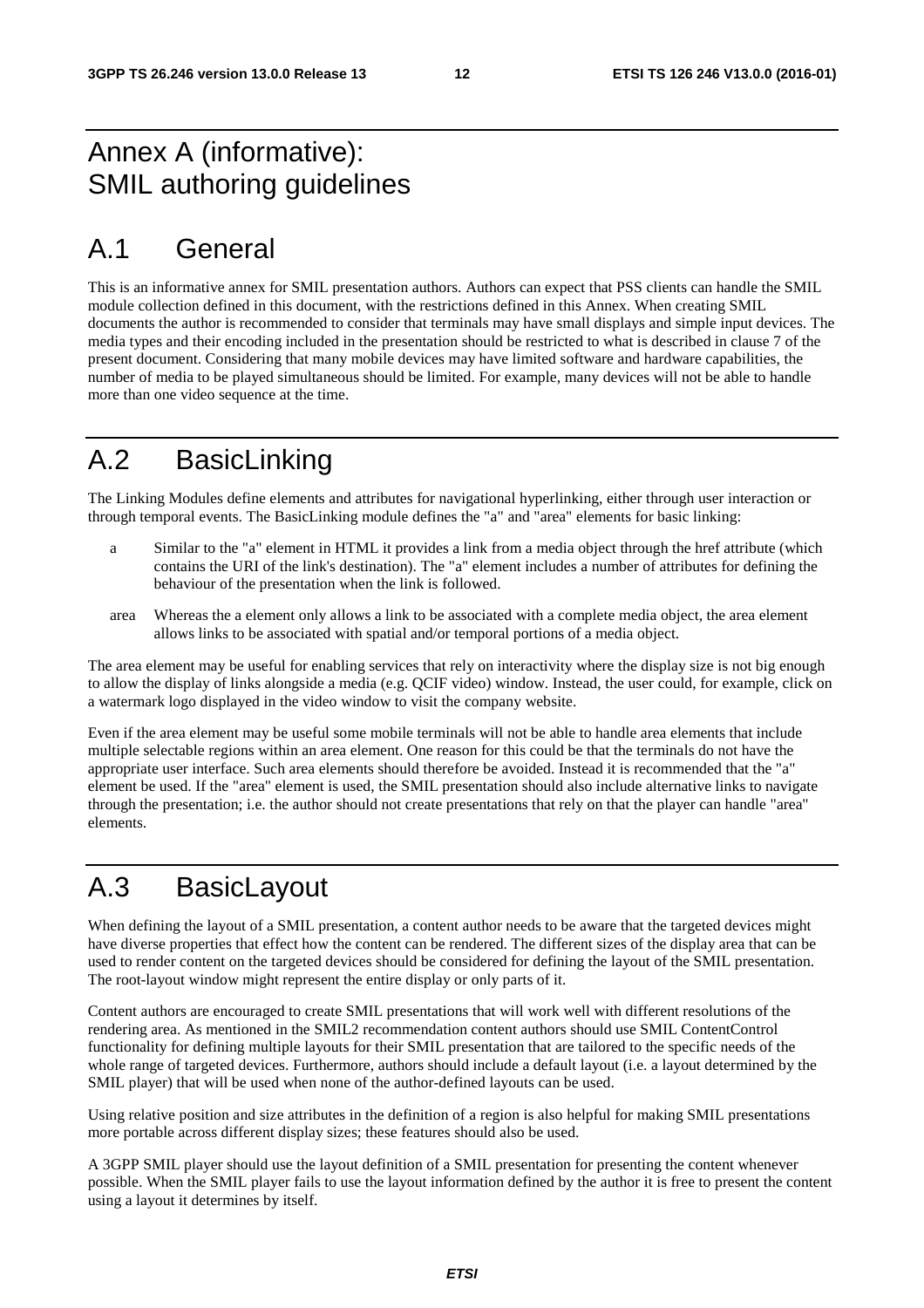# Annex A (informative): SMIL authoring guidelines

# A.1 General

This is an informative annex for SMIL presentation authors. Authors can expect that PSS clients can handle the SMIL module collection defined in this document, with the restrictions defined in this Annex. When creating SMIL documents the author is recommended to consider that terminals may have small displays and simple input devices. The media types and their encoding included in the presentation should be restricted to what is described in clause 7 of the present document. Considering that many mobile devices may have limited software and hardware capabilities, the number of media to be played simultaneous should be limited. For example, many devices will not be able to handle more than one video sequence at the time.

# A.2 BasicLinking

The Linking Modules define elements and attributes for navigational hyperlinking, either through user interaction or through temporal events. The BasicLinking module defines the "a" and "area" elements for basic linking:

- a Similar to the "a" element in HTML it provides a link from a media object through the href attribute (which contains the URI of the link's destination). The "a" element includes a number of attributes for defining the behaviour of the presentation when the link is followed.

- area Whereas the a element only allows a link to be associated with a complete media object, the area element allows links to be associated with spatial and/or temporal portions of a media object.

The area element may be useful for enabling services that rely on interactivity where the display size is not big enough to allow the display of links alongside a media (e.g. QCIF video) window. Instead, the user could, for example, click on a watermark logo displayed in the video window to visit the company website.

Even if the area element may be useful some mobile terminals will not be able to handle area elements that include multiple selectable regions within an area element. One reason for this could be that the terminals do not have the appropriate user interface. Such area elements should therefore be avoided. Instead it is recommended that the "a" element be used. If the "area" element is used, the SMIL presentation should also include alternative links to navigate through the presentation; i.e. the author should not create presentations that rely on that the player can handle "area" elements.

# A.3 BasicLayout

When defining the layout of a SMIL presentation, a content author needs to be aware that the targeted devices might have diverse properties that effect how the content can be rendered. The different sizes of the display area that can be used to render content on the targeted devices should be considered for defining the layout of the SMIL presentation. The root-layout window might represent the entire display or only parts of it.

Content authors are encouraged to create SMIL presentations that will work well with different resolutions of the rendering area. As mentioned in the SMIL2 recommendation content authors should use SMIL ContentControl functionality for defining multiple layouts for their SMIL presentation that are tailored to the specific needs of the whole range of targeted devices. Furthermore, authors should include a default layout (i.e. a layout determined by the SMIL player) that will be used when none of the author-defined layouts can be used.

Using relative position and size attributes in the definition of a region is also helpful for making SMIL presentations more portable across different display sizes; these features should also be used.

A 3GPP SMIL player should use the layout definition of a SMIL presentation for presenting the content whenever possible. When the SMIL player fails to use the layout information defined by the author it is free to present the content using a layout it determines by itself.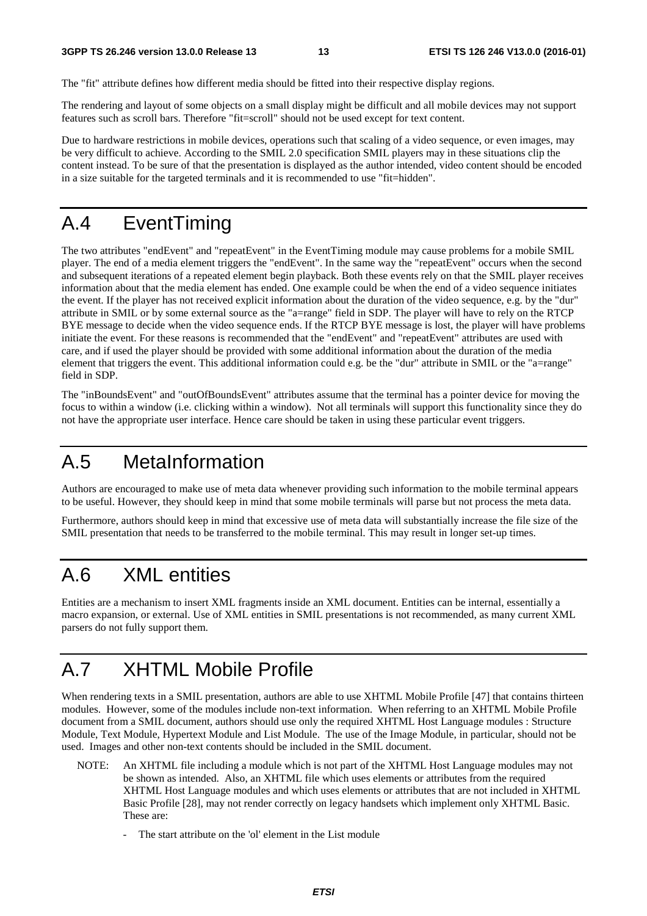The "fit" attribute defines how different media should be fitted into their respective display regions.

The rendering and layout of some objects on a small display might be difficult and all mobile devices may not support features such as scroll bars. Therefore "fit=scroll" should not be used except for text content.

Due to hardware restrictions in mobile devices, operations such that scaling of a video sequence, or even images, may be very difficult to achieve. According to the SMIL 2.0 specification SMIL players may in these situations clip the content instead. To be sure of that the presentation is displayed as the author intended, video content should be encoded in a size suitable for the targeted terminals and it is recommended to use "fit=hidden".

# A.4 EventTiming

The two attributes "endEvent" and "repeatEvent" in the EventTiming module may cause problems for a mobile SMIL player. The end of a media element triggers the "endEvent". In the same way the "repeatEvent" occurs when the second and subsequent iterations of a repeated element begin playback. Both these events rely on that the SMIL player receives information about that the media element has ended. One example could be when the end of a video sequence initiates the event. If the player has not received explicit information about the duration of the video sequence, e.g. by the "dur" attribute in SMIL or by some external source as the "a=range" field in SDP. The player will have to rely on the RTCP BYE message to decide when the video sequence ends. If the RTCP BYE message is lost, the player will have problems initiate the event. For these reasons is recommended that the "endEvent" and "repeatEvent" attributes are used with care, and if used the player should be provided with some additional information about the duration of the media element that triggers the event. This additional information could e.g. be the "dur" attribute in SMIL or the "a=range" field in SDP.

The "inBoundsEvent" and "outOfBoundsEvent" attributes assume that the terminal has a pointer device for moving the focus to within a window (i.e. clicking within a window). Not all terminals will support this functionality since they do not have the appropriate user interface. Hence care should be taken in using these particular event triggers.

# A.5 MetaInformation

Authors are encouraged to make use of meta data whenever providing such information to the mobile terminal appears to be useful. However, they should keep in mind that some mobile terminals will parse but not process the meta data.

Furthermore, authors should keep in mind that excessive use of meta data will substantially increase the file size of the SMIL presentation that needs to be transferred to the mobile terminal. This may result in longer set-up times.

# A.6 XML entities

Entities are a mechanism to insert XML fragments inside an XML document. Entities can be internal, essentially a macro expansion, or external. Use of XML entities in SMIL presentations is not recommended, as many current XML parsers do not fully support them.

# A.7 XHTML Mobile Profile

When rendering texts in a SMIL presentation, authors are able to use XHTML Mobile Profile [47] that contains thirteen modules. However, some of the modules include non-text information. When referring to an XHTML Mobile Profile document from a SMIL document, authors should use only the required XHTML Host Language modules : Structure Module, Text Module, Hypertext Module and List Module. The use of the Image Module, in particular, should not be used. Images and other non-text contents should be included in the SMIL document.

NOTE: An XHTML file including a module which is not part of the XHTML Host Language modules may not be shown as intended. Also, an XHTML file which uses elements or attributes from the required XHTML Host Language modules and which uses elements or attributes that are not included in XHTML Basic Profile [28], may not render correctly on legacy handsets which implement only XHTML Basic. These are:

- The start attribute on the 'ol' element in the List module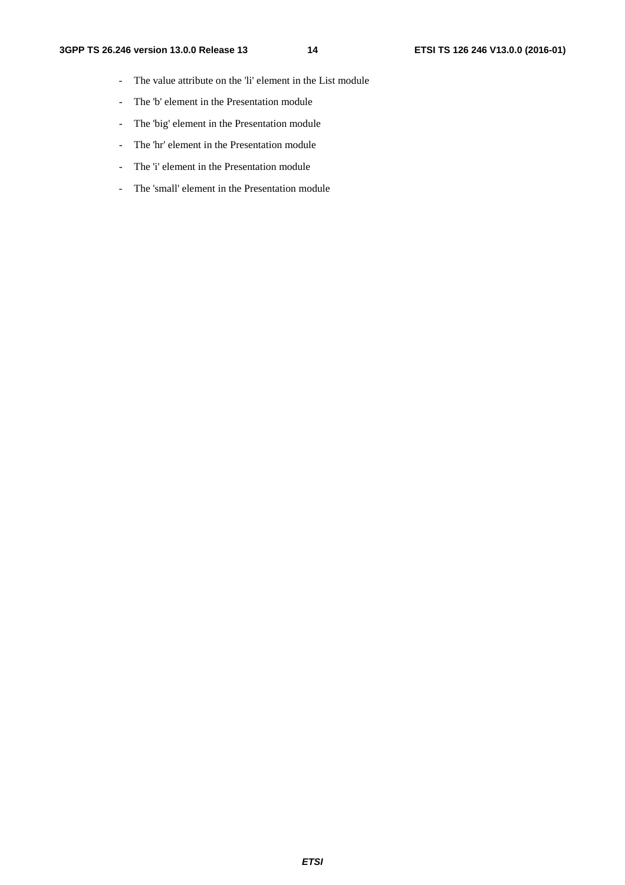- The value attribute on the 'li' element in the List module
- The 'b' element in the Presentation module
- The 'big' element in the Presentation module
- The 'hr' element in the Presentation module
- The 'i' element in the Presentation module
- The 'small' element in the Presentation module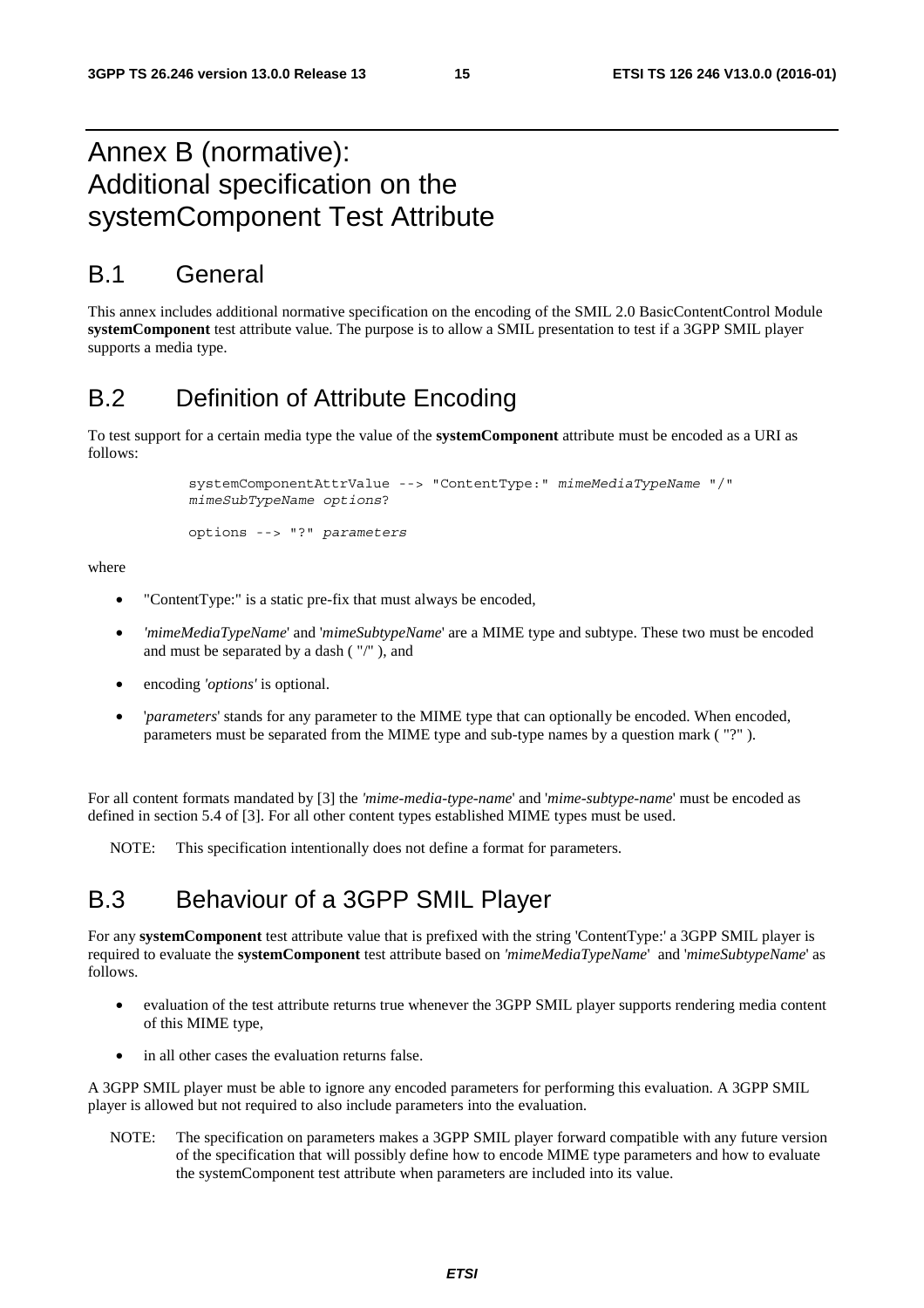# Annex B (normative): Additional specification on the systemComponent Test Attribute

## B.1 General

This annex includes additional normative specification on the encoding of the SMIL 2.0 BasicContentControl Module **systemComponent** test attribute value. The purpose is to allow a SMIL presentation to test if a 3GPP SMIL player supports a media type.

## B.2 Definition of Attribute Encoding

To test support for a certain media type the value of the **systemComponent** attribute must be encoded as a URI as follows:

```
systemComponentAttrValue --> "ContentType:" mimeMediaTypeName "/"
mimeSubTypeName options?

options --> "?" parameters
```

where

- "ContentType:" is a static pre-fix that must always be encoded,
- *'mimeMediaTypeName*' and '*mimeSubtypeName*' are a MIME type and subtype. These two must be encoded and must be separated by a dash ( "/" ), and
- encoding *'options'* is optional.
- '*parameters*' stands for any parameter to the MIME type that can optionally be encoded. When encoded, parameters must be separated from the MIME type and sub-type names by a question mark ( "?" ).

For all content formats mandated by [3] the *'mime-media-type-name*' and '*mime-subtype-name*' must be encoded as defined in section 5.4 of [3]. For all other content types established MIME types must be used.

NOTE: This specification intentionally does not define a format for parameters.

## B.3 Behaviour of a 3GPP SMIL Player

For any **systemComponent** test attribute value that is prefixed with the string 'ContentType:' a 3GPP SMIL player is required to evaluate the **systemComponent** test attribute based on *'mimeMediaTypeName*' and '*mimeSubtypeName*' as follows.

- evaluation of the test attribute returns true whenever the 3GPP SMIL player supports rendering media content of this MIME type,
- in all other cases the evaluation returns false.

A 3GPP SMIL player must be able to ignore any encoded parameters for performing this evaluation. A 3GPP SMIL player is allowed but not required to also include parameters into the evaluation.

NOTE: The specification on parameters makes a 3GPP SMIL player forward compatible with any future version of the specification that will possibly define how to encode MIME type parameters and how to evaluate the systemComponent test attribute when parameters are included into its value.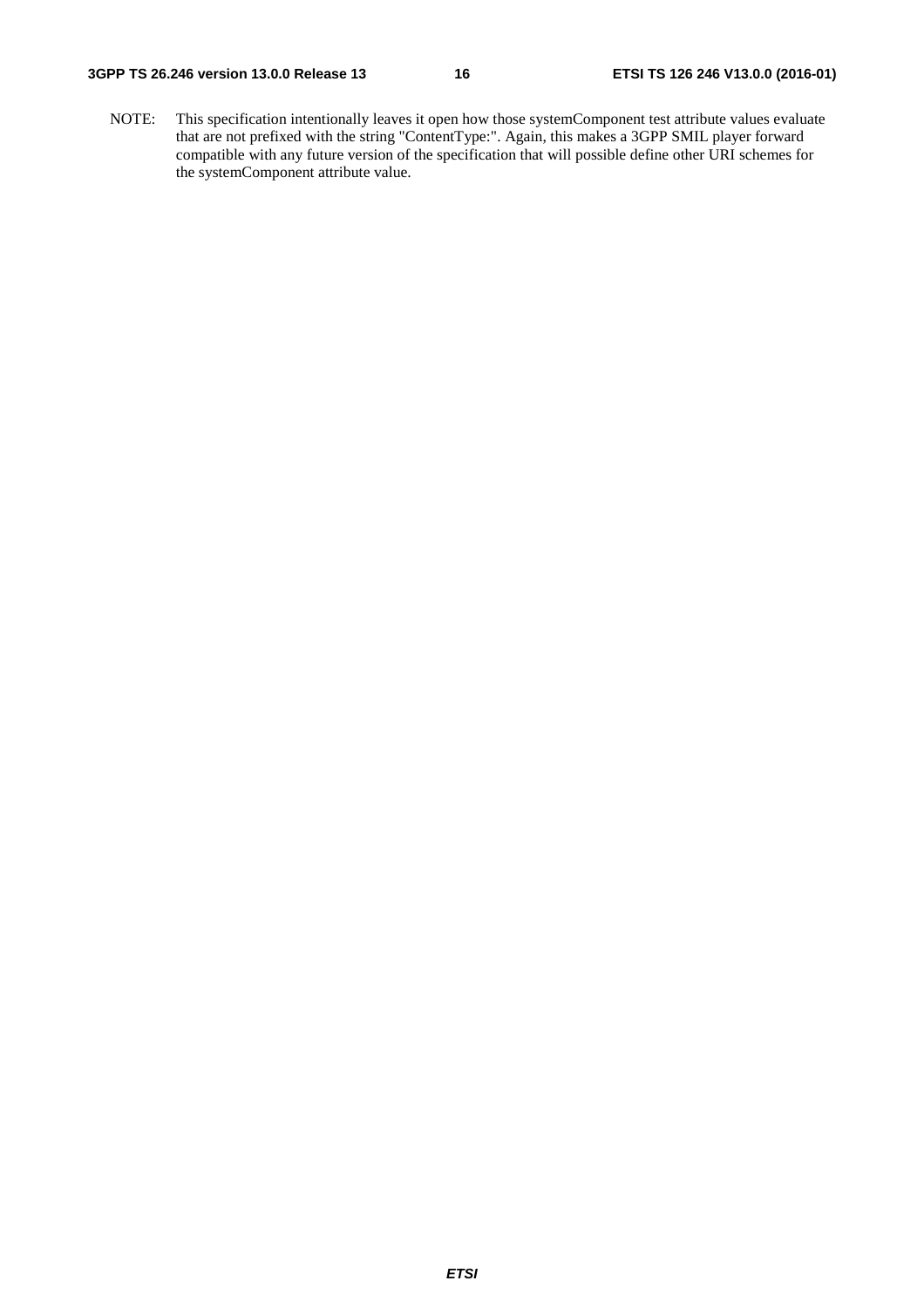NOTE: This specification intentionally leaves it open how those systemComponent test attribute values evaluate that are not prefixed with the string "ContentType:". Again, this makes a 3GPP SMIL player forward compatible with any future version of the specification that will possible define other URI schemes for the systemComponent attribute value.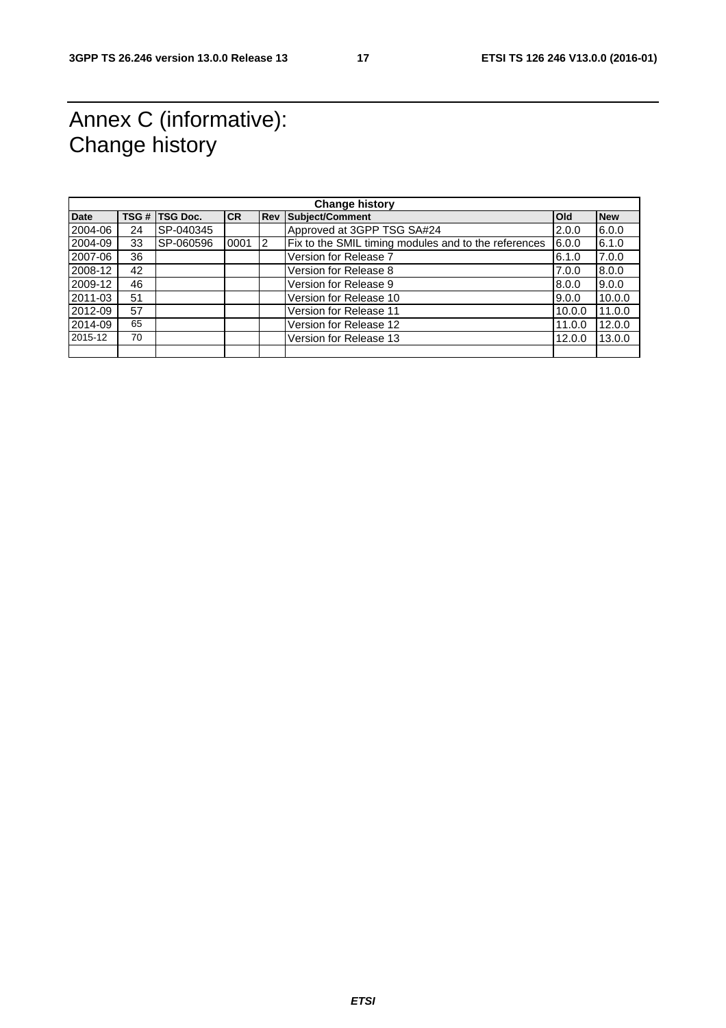# Annex C (informative): Change history

| Change history | | | | | | | |
|---|---|---|---|---|---|---|---|
| **Date** | **TSG #** | **TSG Doc.** | **CR** | **Rev** | **Subject/Comment** | **Old** | **New** |
| 2004-06 | 24 | SP-040345 | | | Approved at 3GPP TSG SA#24 | 2.0.0 | 6.0.0 |
| 2004-09 | 33 | SP-060596 | 0001 | 2 | Fix to the SMIL timing modules and to the references | 6.0.0 | 6.1.0 |
| 2007-06 | 36 | | | | Version for Release 7 | 6.1.0 | 7.0.0 |
| 2008-12 | 42 | | | | Version for Release 8 | 7.0.0 | 8.0.0 |
| 2009-12 | 46 | | | | Version for Release 9 | 8.0.0 | 9.0.0 |
| 2011-03 | 51 | | | | Version for Release 10 | 9.0.0 | 10.0.0 |
| 2012-09 | 57 | | | | Version for Release 11 | 10.0.0 | 11.0.0 |
| 2014-09 | 65 | | | | Version for Release 12 | 11.0.0 | 12.0.0 |
| 2015-12 | 70 | | | | Version for Release 13 | 12.0.0 | 13.0.0 |
| | | | | | | | |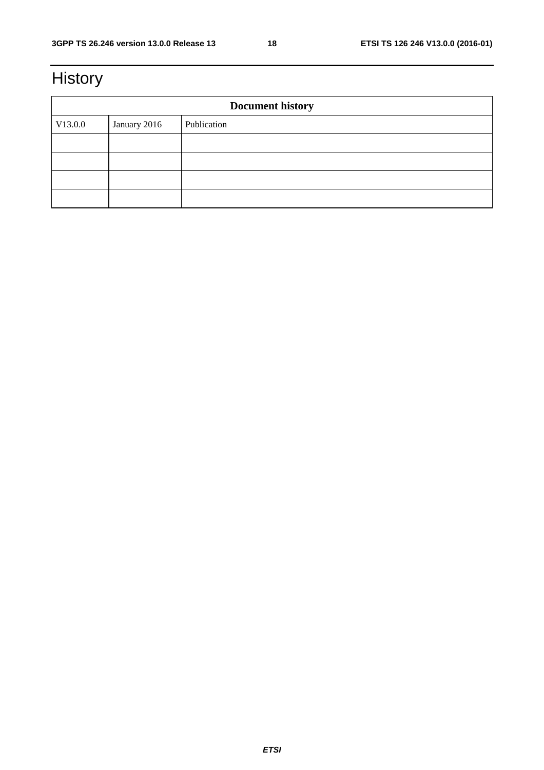# History

| Document history | | |
|---|---|---|
| V13.0.0 | January 2016 | Publication |
| | | |
| | | |
| | | |
| | | |